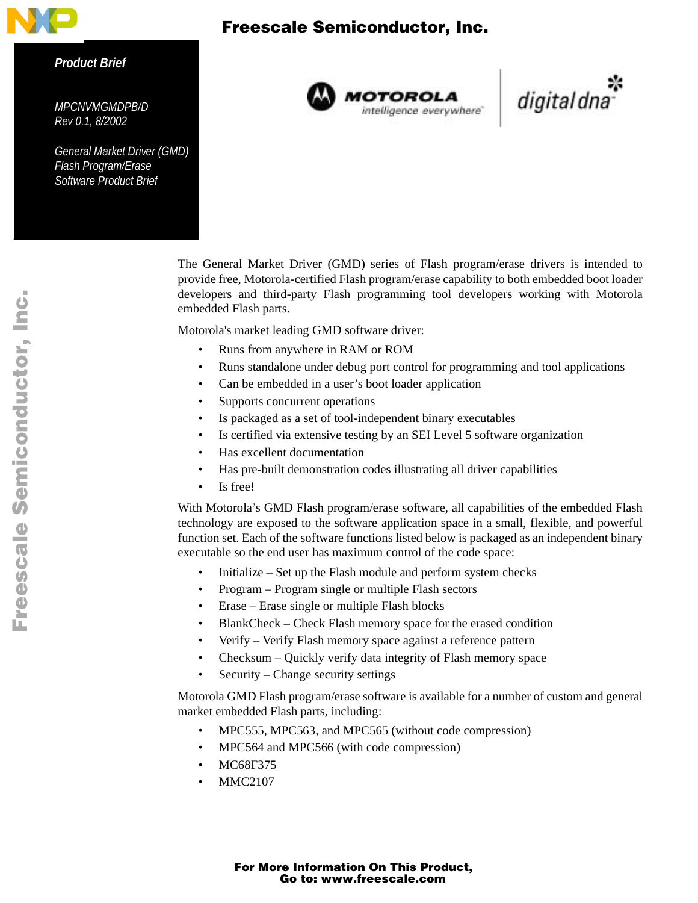Product Brief

MPCNVMGMDPB/D
Rev 0.1, 8/2002

# General Market Driver (GMD) Flash Program/Erase Software Product Brief

The General Market Driver (GMD) series of Flash program/erase drivers is intended to provide free, Motorola-certified Flash program/erase capability to both embedded boot loader developers and third-party Flash programming tool developers working with Motorola embedded Flash parts.

Motorola's market leading GMD software driver:

- Runs from anywhere in RAM or ROM
- Runs standalone under debug port control for programming and tool applications
- Can be embedded in a user's boot loader application
- Supports concurrent operations
- Is packaged as a set of tool-independent binary executables
- Is certified via extensive testing by an SEI Level 5 software organization
- Has excellent documentation
- Has pre-built demonstration codes illustrating all driver capabilities
- Is free!

With Motorola's GMD Flash program/erase software, all capabilities of the embedded Flash technology are exposed to the software application space in a small, flexible, and powerful function set. Each of the software functions listed below is packaged as an independent binary executable so the end user has maximum control of the code space:

- Initialize – Set up the Flash module and perform system checks
- Program – Program single or multiple Flash sectors
- Erase – Erase single or multiple Flash blocks
- BlankCheck – Check Flash memory space for the erased condition
- Verify – Verify Flash memory space against a reference pattern
- Checksum – Quickly verify data integrity of Flash memory space
- Security – Change security settings

Motorola GMD Flash program/erase software is available for a number of custom and general market embedded Flash parts, including:

- MPC555, MPC563, and MPC565 (without code compression)
- MPC564 and MPC566 (with code compression)
- MC68F375
- MMC2107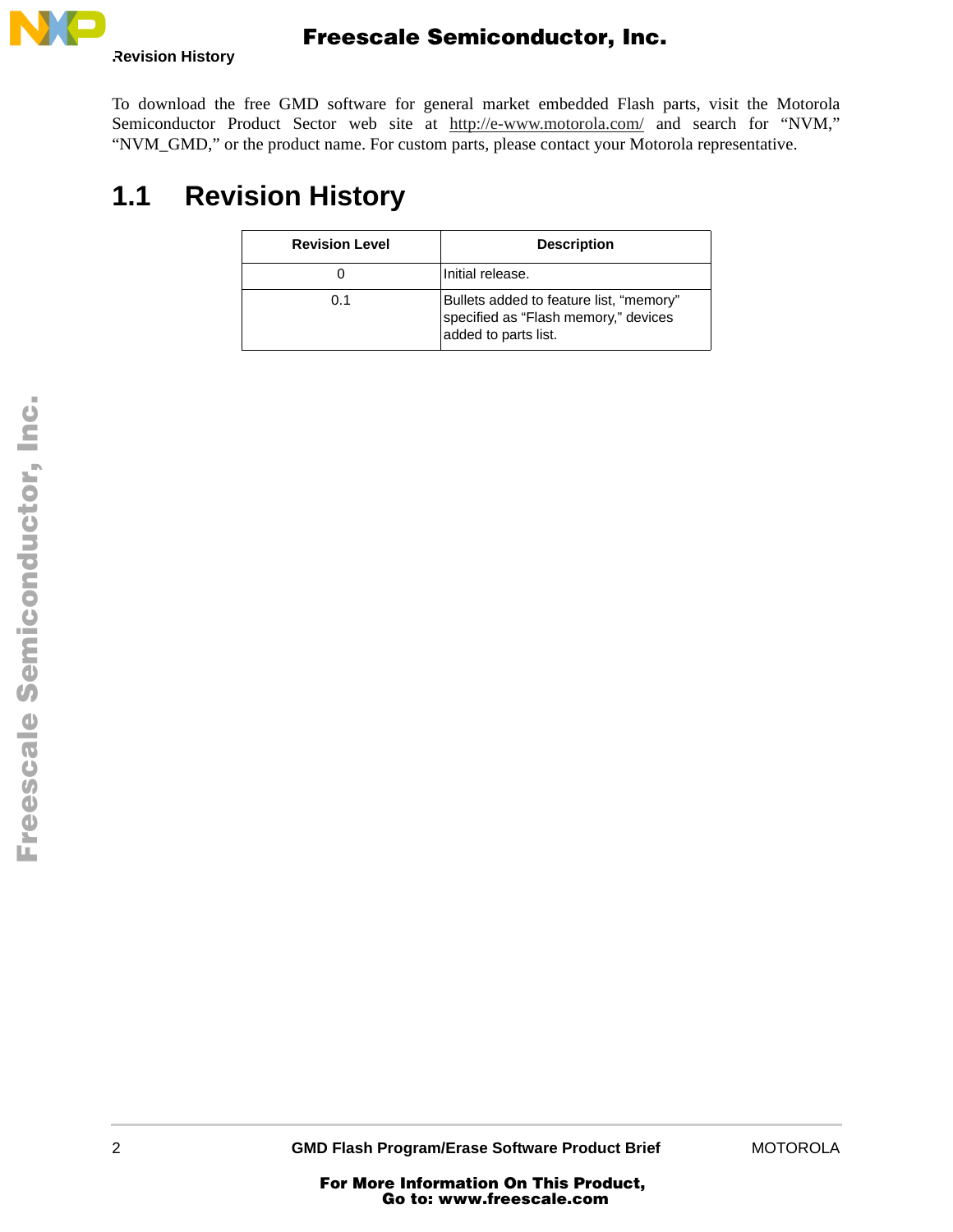To download the free GMD software for general market embedded Flash parts, visit the Motorola Semiconductor Product Sector web site at http://e-www.motorola.com/ and search for “NVM,” “NVM_GMD,” or the product name. For custom parts, please contact your Motorola representative.

## 1.1 Revision History

| Revision Level | Description |
|---|---|
| 0 | Initial release. |
| 0.1 | Bullets added to feature list, “memory” specified as “Flash memory,” devices added to parts list. |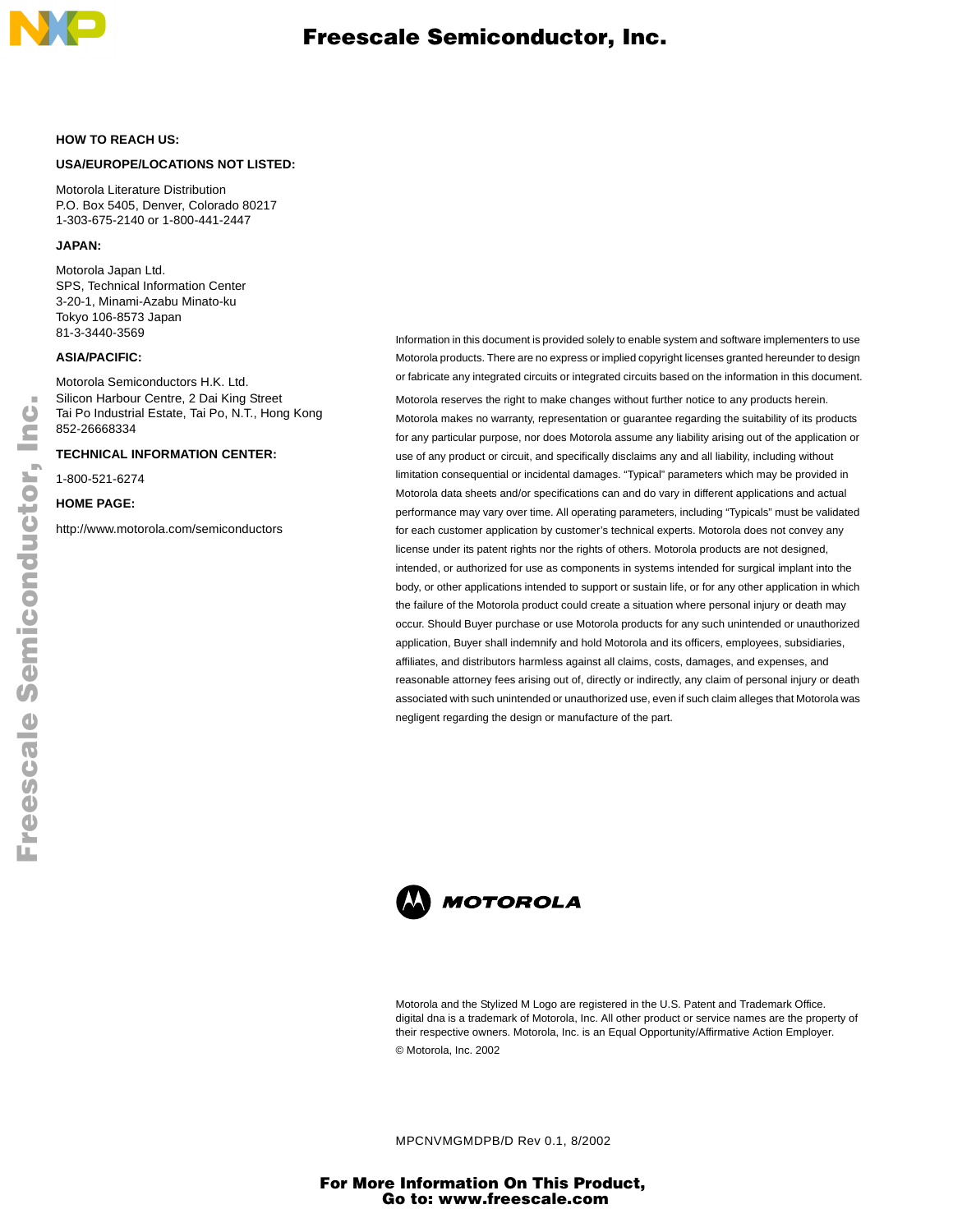**HOW TO REACH US:**

**USA/EUROPE/LOCATIONS NOT LISTED:**

Motorola Literature Distribution
P.O. Box 5405, Denver, Colorado 80217
1-303-675-2140 or 1-800-441-2447

**JAPAN:**

Motorola Japan Ltd.
SPS, Technical Information Center
3-20-1, Minami-Azabu Minato-ku
Tokyo 106-8573 Japan
81-3-3440-3569

**ASIA/PACIFIC:**

Motorola Semiconductors H.K. Ltd.
Silicon Harbour Centre, 2 Dai King Street
Tai Po Industrial Estate, Tai Po, N.T., Hong Kong
852-26668334

**TECHNICAL INFORMATION CENTER:**

1-800-521-6274

**HOME PAGE:**

http://www.motorola.com/semiconductors

Information in this document is provided solely to enable system and software implementers to use Motorola products. There are no express or implied copyright licenses granted hereunder to design or fabricate any integrated circuits or integrated circuits based on the information in this document.

Motorola reserves the right to make changes without further notice to any products herein. Motorola makes no warranty, representation or guarantee regarding the suitability of its products for any particular purpose, nor does Motorola assume any liability arising out of the application or use of any product or circuit, and specifically disclaims any and all liability, including without limitation consequential or incidental damages. “Typical” parameters which may be provided in Motorola data sheets and/or specifications can and do vary in different applications and actual performance may vary over time. All operating parameters, including “Typicals” must be validated for each customer application by customer’s technical experts. Motorola does not convey any license under its patent rights nor the rights of others. Motorola products are not designed, intended, or authorized for use as components in systems intended for surgical implant into the body, or other applications intended to support or sustain life, or for any other application in which the failure of the Motorola product could create a situation where personal injury or death may occur. Should Buyer purchase or use Motorola products for any such unintended or unauthorized application, Buyer shall indemnify and hold Motorola and its officers, employees, subsidiaries, affiliates, and distributors harmless against all claims, costs, damages, and expenses, and reasonable attorney fees arising out of, directly or indirectly, any claim of personal injury or death associated with such unintended or unauthorized use, even if such claim alleges that Motorola was negligent regarding the design or manufacture of the part.

MOTOROLA

Motorola and the Stylized M Logo are registered in the U.S. Patent and Trademark Office. digital dna is a trademark of Motorola, Inc. All other product or service names are the property of their respective owners. Motorola, Inc. is an Equal Opportunity/Affirmative Action Employer.

© Motorola, Inc. 2002

MPCNVMGMDPB/D Rev 0.1, 8/2002

**For More Information On This Product,**
**Go to: www.freescale.com**